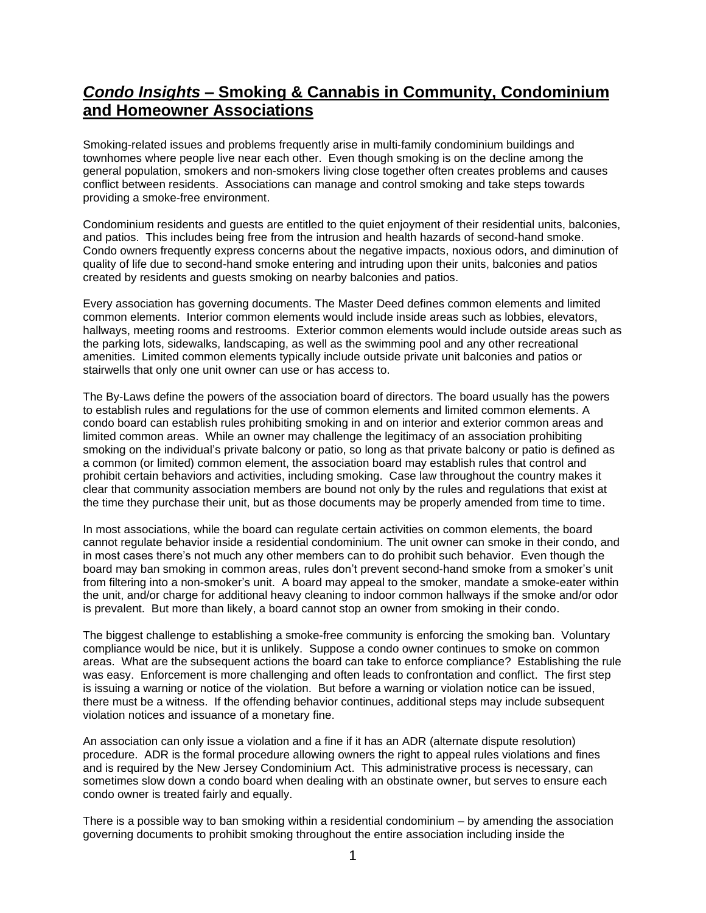# *Condo Insights* – Smoking & Cannabis in Community, Condominium and Homeowner Associations

Smoking-related issues and problems frequently arise in multi-family condominium buildings and townhomes where people live near each other. Even though smoking is on the decline among the general population, smokers and non-smokers living close together often creates problems and causes conflict between residents. Associations can manage and control smoking and take steps towards providing a smoke-free environment.

Condominium residents and guests are entitled to the quiet enjoyment of their residential units, balconies, and patios. This includes being free from the intrusion and health hazards of second-hand smoke. Condo owners frequently express concerns about the negative impacts, noxious odors, and diminution of quality of life due to second-hand smoke entering and intruding upon their units, balconies and patios created by residents and guests smoking on nearby balconies and patios.

Every association has governing documents. The Master Deed defines common elements and limited common elements. Interior common elements would include inside areas such as lobbies, elevators, hallways, meeting rooms and restrooms. Exterior common elements would include outside areas such as the parking lots, sidewalks, landscaping, as well as the swimming pool and any other recreational amenities. Limited common elements typically include outside private unit balconies and patios or stairwells that only one unit owner can use or has access to.

The By-Laws define the powers of the association board of directors. The board usually has the powers to establish rules and regulations for the use of common elements and limited common elements. A condo board can establish rules prohibiting smoking in and on interior and exterior common areas and limited common areas. While an owner may challenge the legitimacy of an association prohibiting smoking on the individual's private balcony or patio, so long as that private balcony or patio is defined as a common (or limited) common element, the association board may establish rules that control and prohibit certain behaviors and activities, including smoking. Case law throughout the country makes it clear that community association members are bound not only by the rules and regulations that exist at the time they purchase their unit, but as those documents may be properly amended from time to time.

In most associations, while the board can regulate certain activities on common elements, the board cannot regulate behavior inside a residential condominium. The unit owner can smoke in their condo, and in most cases there's not much any other members can to do prohibit such behavior. Even though the board may ban smoking in common areas, rules don't prevent second-hand smoke from a smoker's unit from filtering into a non-smoker's unit. A board may appeal to the smoker, mandate a smoke-eater within the unit, and/or charge for additional heavy cleaning to indoor common hallways if the smoke and/or odor is prevalent. But more than likely, a board cannot stop an owner from smoking in their condo.

The biggest challenge to establishing a smoke-free community is enforcing the smoking ban. Voluntary compliance would be nice, but it is unlikely. Suppose a condo owner continues to smoke on common areas. What are the subsequent actions the board can take to enforce compliance? Establishing the rule was easy. Enforcement is more challenging and often leads to confrontation and conflict. The first step is issuing a warning or notice of the violation. But before a warning or violation notice can be issued, there must be a witness. If the offending behavior continues, additional steps may include subsequent violation notices and issuance of a monetary fine.

An association can only issue a violation and a fine if it has an ADR (alternate dispute resolution) procedure. ADR is the formal procedure allowing owners the right to appeal rules violations and fines and is required by the New Jersey Condominium Act. This administrative process is necessary, can sometimes slow down a condo board when dealing with an obstinate owner, but serves to ensure each condo owner is treated fairly and equally.

There is a possible way to ban smoking within a residential condominium – by amending the association governing documents to prohibit smoking throughout the entire association including inside the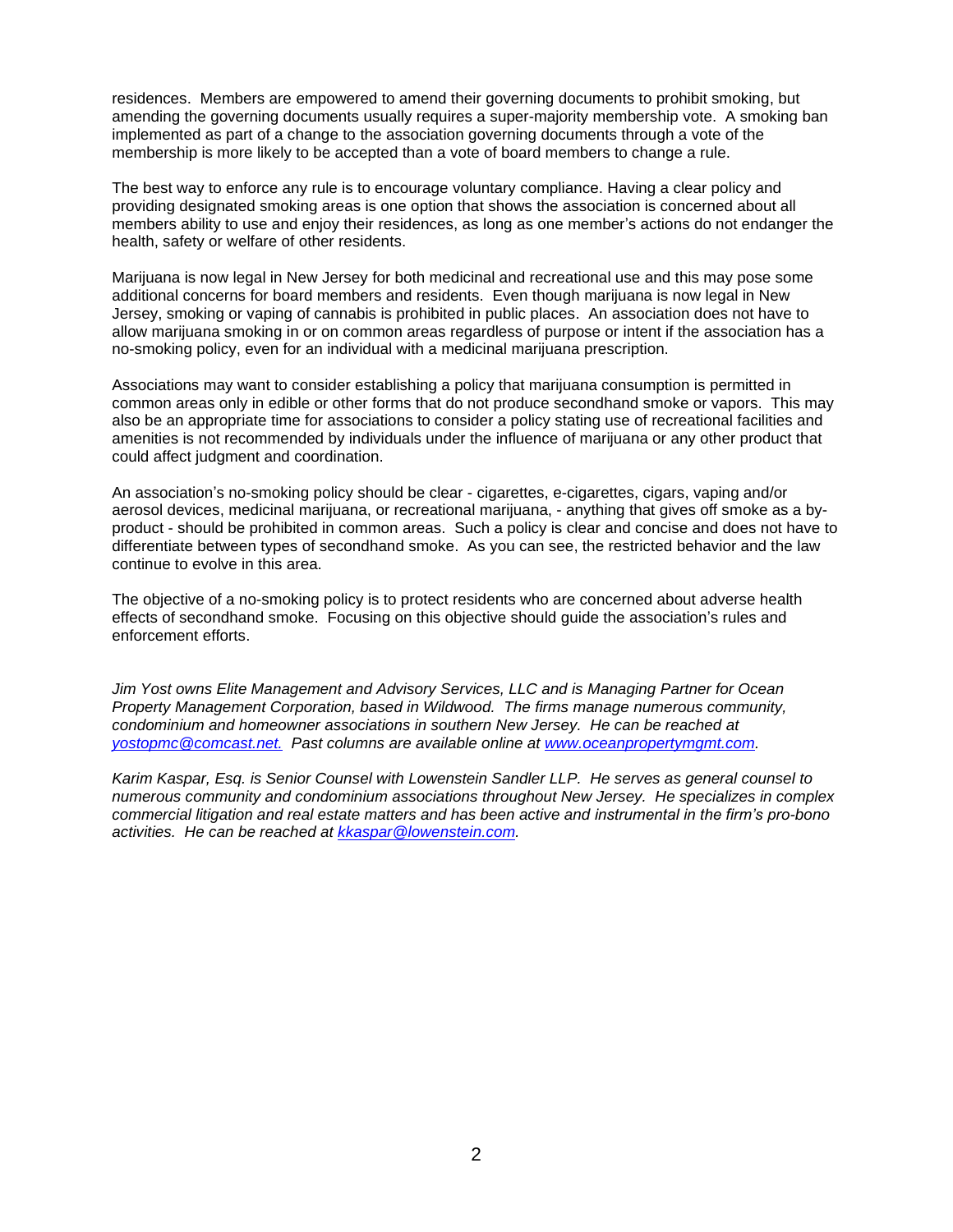residences. Members are empowered to amend their governing documents to prohibit smoking, but amending the governing documents usually requires a super-majority membership vote. A smoking ban implemented as part of a change to the association governing documents through a vote of the membership is more likely to be accepted than a vote of board members to change a rule.

The best way to enforce any rule is to encourage voluntary compliance. Having a clear policy and providing designated smoking areas is one option that shows the association is concerned about all members ability to use and enjoy their residences, as long as one member's actions do not endanger the health, safety or welfare of other residents.

Marijuana is now legal in New Jersey for both medicinal and recreational use and this may pose some additional concerns for board members and residents. Even though marijuana is now legal in New Jersey, smoking or vaping of cannabis is prohibited in public places. An association does not have to allow marijuana smoking in or on common areas regardless of purpose or intent if the association has a no-smoking policy, even for an individual with a medicinal marijuana prescription.

Associations may want to consider establishing a policy that marijuana consumption is permitted in common areas only in edible or other forms that do not produce secondhand smoke or vapors. This may also be an appropriate time for associations to consider a policy stating use of recreational facilities and amenities is not recommended by individuals under the influence of marijuana or any other product that could affect judgment and coordination.

An association's no-smoking policy should be clear - cigarettes, e-cigarettes, cigars, vaping and/or aerosol devices, medicinal marijuana, or recreational marijuana, - anything that gives off smoke as a by-product - should be prohibited in common areas. Such a policy is clear and concise and does not have to differentiate between types of secondhand smoke. As you can see, the restricted behavior and the law continue to evolve in this area.

The objective of a no-smoking policy is to protect residents who are concerned about adverse health effects of secondhand smoke. Focusing on this objective should guide the association's rules and enforcement efforts.

*Jim Yost owns Elite Management and Advisory Services, LLC and is Managing Partner for Ocean Property Management Corporation, based in Wildwood. The firms manage numerous community, condominium and homeowner associations in southern New Jersey. He can be reached at yostopmc@comcast.net. Past columns are available online at www.oceanpropertymgmt.com.*

*Karim Kaspar, Esq. is Senior Counsel with Lowenstein Sandler LLP. He serves as general counsel to numerous community and condominium associations throughout New Jersey. He specializes in complex commercial litigation and real estate matters and has been active and instrumental in the firm's pro-bono activities. He can be reached at kkaspar@lowenstein.com.*